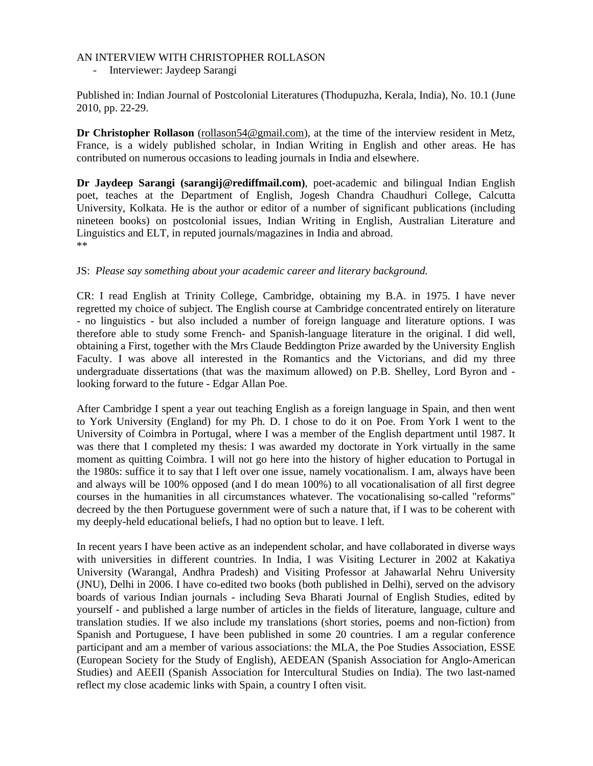# AN INTERVIEW WITH CHRISTOPHER ROLLASON

- Interviewer: Jaydeep Sarangi

Published in: Indian Journal of Postcolonial Literatures (Thodupuzha, Kerala, India), No. 10.1 (June 2010, pp. 22-29.

**Dr Christopher Rollason** (rollason54@gmail.com), at the time of the interview resident in Metz, France, is a widely published scholar, in Indian Writing in English and other areas. He has contributed on numerous occasions to leading journals in India and elsewhere.

**Dr Jaydeep Sarangi (sarangij@rediffmail.com)**, poet-academic and bilingual Indian English poet, teaches at the Department of English, Jogesh Chandra Chaudhuri College, Calcutta University, Kolkata. He is the author or editor of a number of significant publications (including nineteen books) on postcolonial issues, Indian Writing in English, Australian Literature and Linguistics and ELT, in reputed journals/magazines in India and abroad.

**

JS: *Please say something about your academic career and literary background.*

CR: I read English at Trinity College, Cambridge, obtaining my B.A. in 1975. I have never regretted my choice of subject. The English course at Cambridge concentrated entirely on literature - no linguistics - but also included a number of foreign language and literature options. I was therefore able to study some French- and Spanish-language literature in the original. I did well, obtaining a First, together with the Mrs Claude Beddington Prize awarded by the University English Faculty. I was above all interested in the Romantics and the Victorians, and did my three undergraduate dissertations (that was the maximum allowed) on P.B. Shelley, Lord Byron and - looking forward to the future - Edgar Allan Poe.

After Cambridge I spent a year out teaching English as a foreign language in Spain, and then went to York University (England) for my Ph. D. I chose to do it on Poe. From York I went to the University of Coimbra in Portugal, where I was a member of the English department until 1987. It was there that I completed my thesis: I was awarded my doctorate in York virtually in the same moment as quitting Coimbra. I will not go here into the history of higher education to Portugal in the 1980s: suffice it to say that I left over one issue, namely vocationalism. I am, always have been and always will be 100% opposed (and I do mean 100%) to all vocationalisation of all first degree courses in the humanities in all circumstances whatever. The vocationalising so-called "reforms" decreed by the then Portuguese government were of such a nature that, if I was to be coherent with my deeply-held educational beliefs, I had no option but to leave. I left.

In recent years I have been active as an independent scholar, and have collaborated in diverse ways with universities in different countries. In India, I was Visiting Lecturer in 2002 at Kakatiya University (Warangal, Andhra Pradesh) and Visiting Professor at Jahawarlal Nehru University (JNU), Delhi in 2006. I have co-edited two books (both published in Delhi), served on the advisory boards of various Indian journals - including Seva Bharati Journal of English Studies, edited by yourself - and published a large number of articles in the fields of literature, language, culture and translation studies. If we also include my translations (short stories, poems and non-fiction) from Spanish and Portuguese, I have been published in some 20 countries. I am a regular conference participant and am a member of various associations: the MLA, the Poe Studies Association, ESSE (European Society for the Study of English), AEDEAN (Spanish Association for Anglo-American Studies) and AEEII (Spanish Association for Intercultural Studies on India). The two last-named reflect my close academic links with Spain, a country I often visit.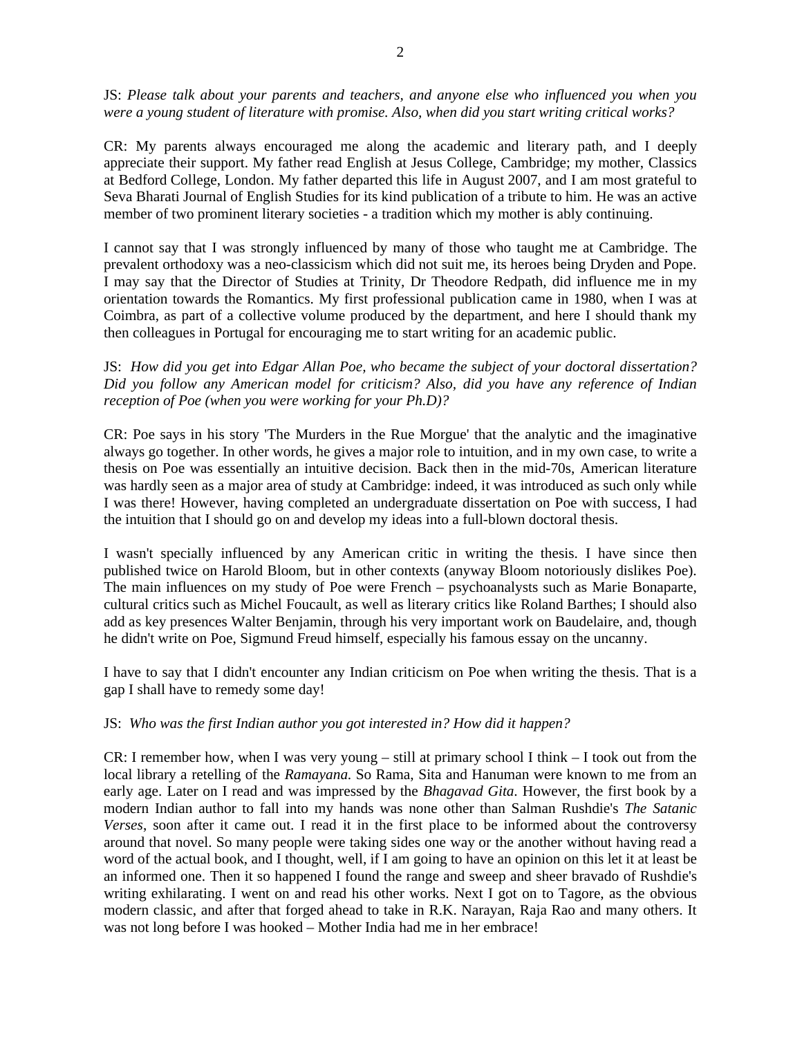JS: *Please talk about your parents and teachers, and anyone else who influenced you when you were a young student of literature with promise. Also, when did you start writing critical works?*

CR: My parents always encouraged me along the academic and literary path, and I deeply appreciate their support. My father read English at Jesus College, Cambridge; my mother, Classics at Bedford College, London. My father departed this life in August 2007, and I am most grateful to Seva Bharati Journal of English Studies for its kind publication of a tribute to him. He was an active member of two prominent literary societies - a tradition which my mother is ably continuing.

I cannot say that I was strongly influenced by many of those who taught me at Cambridge. The prevalent orthodoxy was a neo-classicism which did not suit me, its heroes being Dryden and Pope. I may say that the Director of Studies at Trinity, Dr Theodore Redpath, did influence me in my orientation towards the Romantics. My first professional publication came in 1980, when I was at Coimbra, as part of a collective volume produced by the department, and here I should thank my then colleagues in Portugal for encouraging me to start writing for an academic public.

JS: *How did you get into Edgar Allan Poe, who became the subject of your doctoral dissertation? Did you follow any American model for criticism? Also, did you have any reference of Indian reception of Poe (when you were working for your Ph.D)?*

CR: Poe says in his story 'The Murders in the Rue Morgue' that the analytic and the imaginative always go together. In other words, he gives a major role to intuition, and in my own case, to write a thesis on Poe was essentially an intuitive decision. Back then in the mid-70s, American literature was hardly seen as a major area of study at Cambridge: indeed, it was introduced as such only while I was there! However, having completed an undergraduate dissertation on Poe with success, I had the intuition that I should go on and develop my ideas into a full-blown doctoral thesis.

I wasn't specially influenced by any American critic in writing the thesis. I have since then published twice on Harold Bloom, but in other contexts (anyway Bloom notoriously dislikes Poe). The main influences on my study of Poe were French – psychoanalysts such as Marie Bonaparte, cultural critics such as Michel Foucault, as well as literary critics like Roland Barthes; I should also add as key presences Walter Benjamin, through his very important work on Baudelaire, and, though he didn't write on Poe, Sigmund Freud himself, especially his famous essay on the uncanny.

I have to say that I didn't encounter any Indian criticism on Poe when writing the thesis. That is a gap I shall have to remedy some day!

JS: *Who was the first Indian author you got interested in? How did it happen?*

CR: I remember how, when I was very young – still at primary school I think – I took out from the local library a retelling of the *Ramayana.* So Rama, Sita and Hanuman were known to me from an early age. Later on I read and was impressed by the *Bhagavad Gita*. However, the first book by a modern Indian author to fall into my hands was none other than Salman Rushdie's *The Satanic Verses*, soon after it came out. I read it in the first place to be informed about the controversy around that novel. So many people were taking sides one way or the another without having read a word of the actual book, and I thought, well, if I am going to have an opinion on this let it at least be an informed one. Then it so happened I found the range and sweep and sheer bravado of Rushdie's writing exhilarating. I went on and read his other works. Next I got on to Tagore, as the obvious modern classic, and after that forged ahead to take in R.K. Narayan, Raja Rao and many others. It was not long before I was hooked – Mother India had me in her embrace!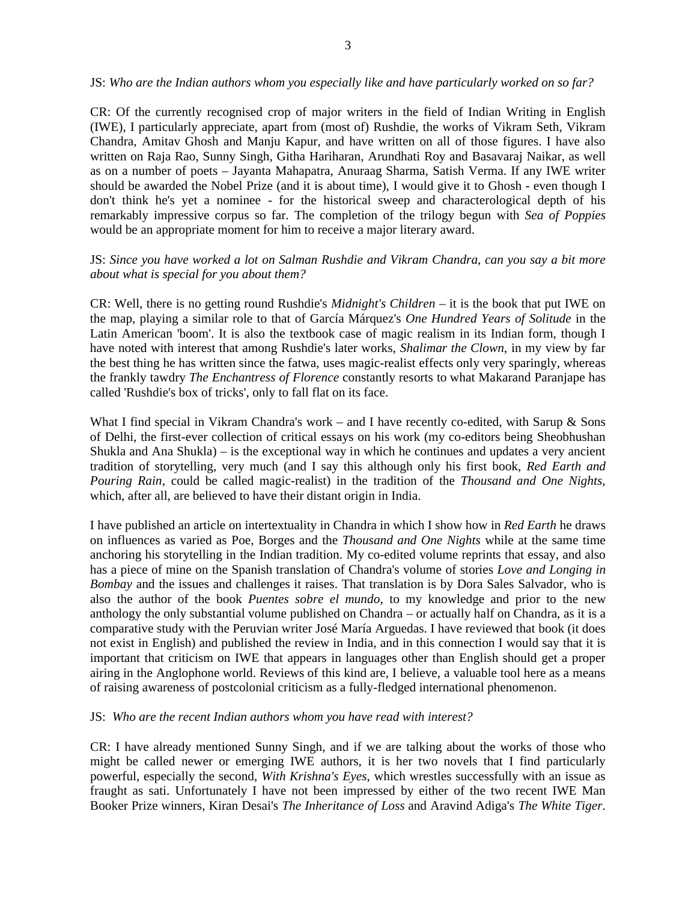JS: *Who are the Indian authors whom you especially like and have particularly worked on so far?*

CR: Of the currently recognised crop of major writers in the field of Indian Writing in English (IWE), I particularly appreciate, apart from (most of) Rushdie, the works of Vikram Seth, Vikram Chandra, Amitav Ghosh and Manju Kapur, and have written on all of those figures. I have also written on Raja Rao, Sunny Singh, Githa Hariharan, Arundhati Roy and Basavaraj Naikar, as well as on a number of poets – Jayanta Mahapatra, Anuraag Sharma, Satish Verma. If any IWE writer should be awarded the Nobel Prize (and it is about time), I would give it to Ghosh - even though I don't think he's yet a nominee - for the historical sweep and characterological depth of his remarkably impressive corpus so far. The completion of the trilogy begun with *Sea of Poppies* would be an appropriate moment for him to receive a major literary award.

JS: *Since you have worked a lot on Salman Rushdie and Vikram Chandra, can you say a bit more about what is special for you about them?*

CR: Well, there is no getting round Rushdie's *Midnight's Children* – it is the book that put IWE on the map, playing a similar role to that of García Márquez's *One Hundred Years of Solitude* in the Latin American 'boom'. It is also the textbook case of magic realism in its Indian form, though I have noted with interest that among Rushdie's later works, *Shalimar the Clown*, in my view by far the best thing he has written since the fatwa, uses magic-realist effects only very sparingly, whereas the frankly tawdry *The Enchantress of Florence* constantly resorts to what Makarand Paranjape has called 'Rushdie's box of tricks', only to fall flat on its face.

What I find special in Vikram Chandra's work – and I have recently co-edited, with Sarup & Sons of Delhi, the first-ever collection of critical essays on his work (my co-editors being Sheobhushan Shukla and Ana Shukla) – is the exceptional way in which he continues and updates a very ancient tradition of storytelling, very much (and I say this although only his first book, *Red Earth and Pouring Rain*, could be called magic-realist) in the tradition of the *Thousand and One Nights*, which, after all, are believed to have their distant origin in India.

I have published an article on intertextuality in Chandra in which I show how in *Red Earth* he draws on influences as varied as Poe, Borges and the *Thousand and One Nights* while at the same time anchoring his storytelling in the Indian tradition. My co-edited volume reprints that essay, and also has a piece of mine on the Spanish translation of Chandra's volume of stories *Love and Longing in Bombay* and the issues and challenges it raises. That translation is by Dora Sales Salvador, who is also the author of the book *Puentes sobre el mundo*, to my knowledge and prior to the new anthology the only substantial volume published on Chandra – or actually half on Chandra, as it is a comparative study with the Peruvian writer José María Arguedas. I have reviewed that book (it does not exist in English) and published the review in India, and in this connection I would say that it is important that criticism on IWE that appears in languages other than English should get a proper airing in the Anglophone world. Reviews of this kind are, I believe, a valuable tool here as a means of raising awareness of postcolonial criticism as a fully-fledged international phenomenon.

JS: *Who are the recent Indian authors whom you have read with interest?*

CR: I have already mentioned Sunny Singh, and if we are talking about the works of those who might be called newer or emerging IWE authors, it is her two novels that I find particularly powerful, especially the second, *With Krishna's Eyes*, which wrestles successfully with an issue as fraught as sati. Unfortunately I have not been impressed by either of the two recent IWE Man Booker Prize winners, Kiran Desai's *The Inheritance of Loss* and Aravind Adiga's *The White Tiger*.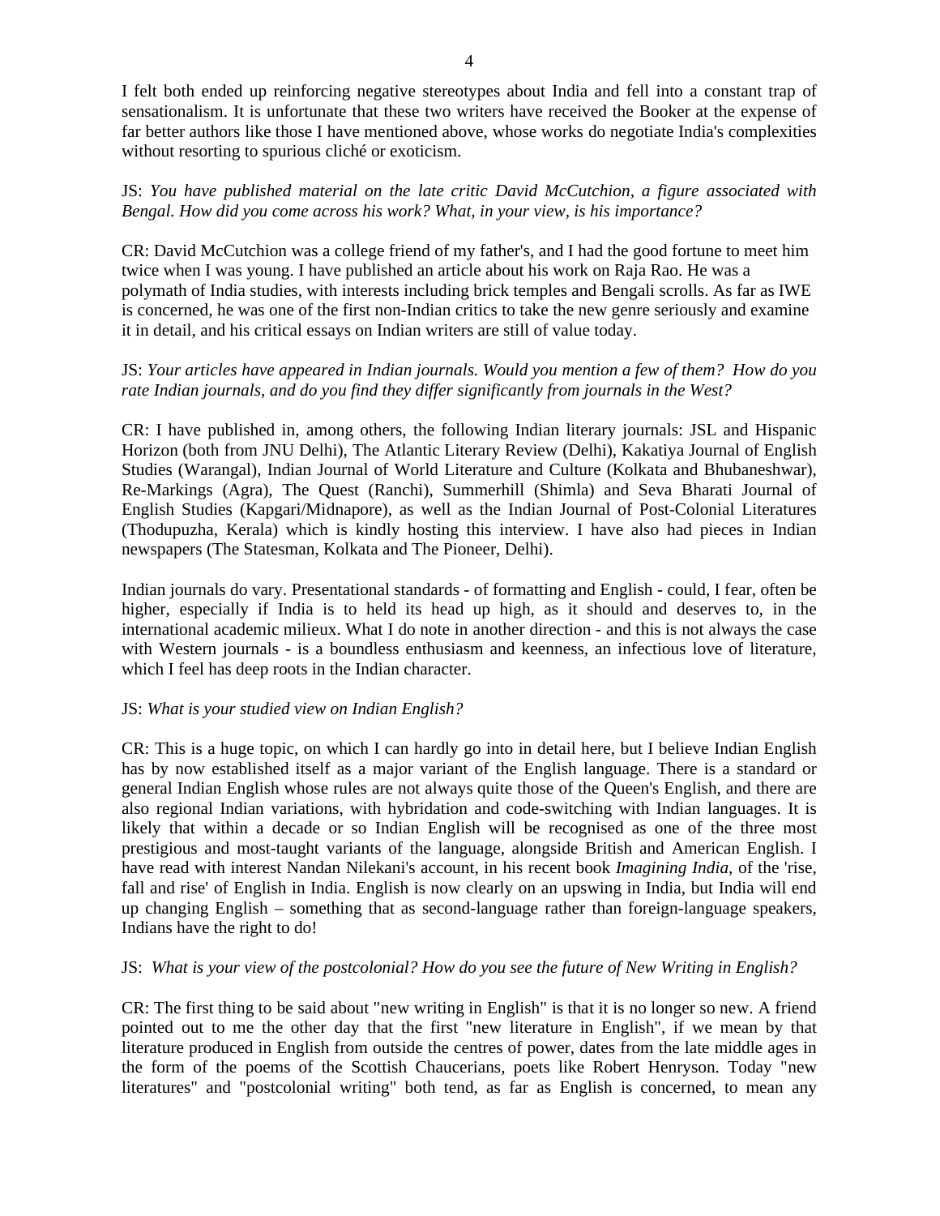I felt both ended up reinforcing negative stereotypes about India and fell into a constant trap of sensationalism. It is unfortunate that these two writers have received the Booker at the expense of far better authors like those I have mentioned above, whose works do negotiate India's complexities without resorting to spurious cliché or exoticism.

JS: *You have published material on the late critic David McCutchion, a figure associated with Bengal. How did you come across his work? What, in your view, is his importance?*

CR: David McCutchion was a college friend of my father's, and I had the good fortune to meet him twice when I was young. I have published an article about his work on Raja Rao. He was a polymath of India studies, with interests including brick temples and Bengali scrolls. As far as IWE is concerned, he was one of the first non-Indian critics to take the new genre seriously and examine it in detail, and his critical essays on Indian writers are still of value today.

JS: *Your articles have appeared in Indian journals. Would you mention a few of them? How do you rate Indian journals, and do you find they differ significantly from journals in the West?*

CR: I have published in, among others, the following Indian literary journals: JSL and Hispanic Horizon (both from JNU Delhi), The Atlantic Literary Review (Delhi), Kakatiya Journal of English Studies (Warangal), Indian Journal of World Literature and Culture (Kolkata and Bhubaneshwar), Re-Markings (Agra), The Quest (Ranchi), Summerhill (Shimla) and Seva Bharati Journal of English Studies (Kapgari/Midnapore), as well as the Indian Journal of Post-Colonial Literatures (Thodupuzha, Kerala) which is kindly hosting this interview. I have also had pieces in Indian newspapers (The Statesman, Kolkata and The Pioneer, Delhi).

Indian journals do vary. Presentational standards - of formatting and English - could, I fear, often be higher, especially if India is to held its head up high, as it should and deserves to, in the international academic milieux. What I do note in another direction - and this is not always the case with Western journals - is a boundless enthusiasm and keenness, an infectious love of literature, which I feel has deep roots in the Indian character.

JS: *What is your studied view on Indian English?*

CR: This is a huge topic, on which I can hardly go into in detail here, but I believe Indian English has by now established itself as a major variant of the English language. There is a standard or general Indian English whose rules are not always quite those of the Queen's English, and there are also regional Indian variations, with hybridation and code-switching with Indian languages. It is likely that within a decade or so Indian English will be recognised as one of the three most prestigious and most-taught variants of the language, alongside British and American English. I have read with interest Nandan Nilekani's account, in his recent book *Imagining India*, of the 'rise, fall and rise' of English in India. English is now clearly on an upswing in India, but India will end up changing English – something that as second-language rather than foreign-language speakers, Indians have the right to do!

JS: *What is your view of the postcolonial? How do you see the future of New Writing in English?*

CR: The first thing to be said about "new writing in English" is that it is no longer so new. A friend pointed out to me the other day that the first "new literature in English", if we mean by that literature produced in English from outside the centres of power, dates from the late middle ages in the form of the poems of the Scottish Chaucerians, poets like Robert Henryson. Today "new literatures" and "postcolonial writing" both tend, as far as English is concerned, to mean any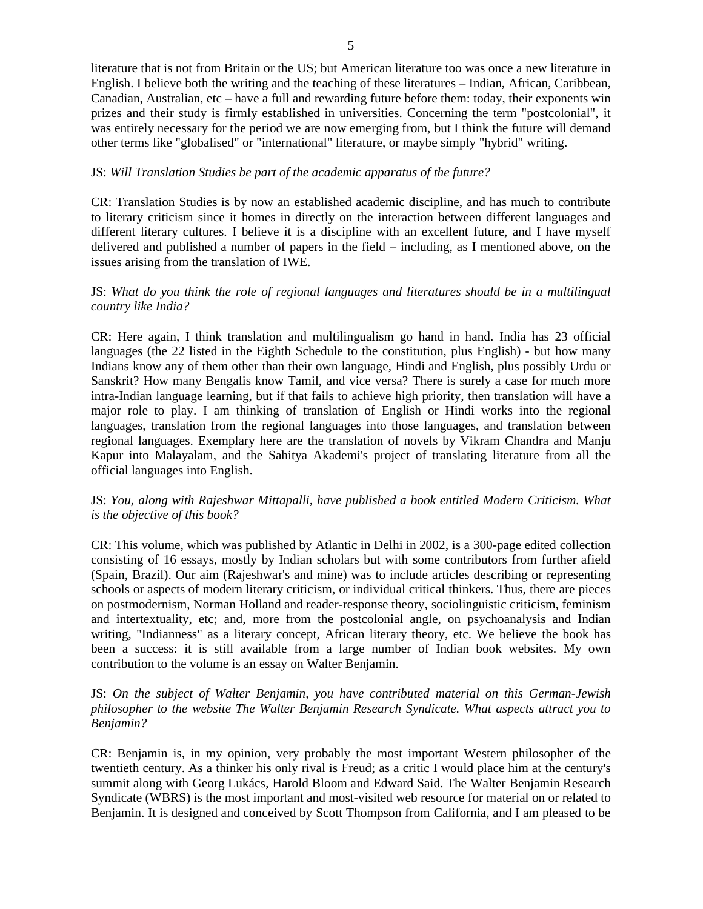literature that is not from Britain or the US; but American literature too was once a new literature in English. I believe both the writing and the teaching of these literatures – Indian, African, Caribbean, Canadian, Australian, etc – have a full and rewarding future before them: today, their exponents win prizes and their study is firmly established in universities. Concerning the term "postcolonial", it was entirely necessary for the period we are now emerging from, but I think the future will demand other terms like "globalised" or "international" literature, or maybe simply "hybrid" writing.

JS: *Will Translation Studies be part of the academic apparatus of the future?*

CR: Translation Studies is by now an established academic discipline, and has much to contribute to literary criticism since it homes in directly on the interaction between different languages and different literary cultures. I believe it is a discipline with an excellent future, and I have myself delivered and published a number of papers in the field – including, as I mentioned above, on the issues arising from the translation of IWE.

JS: *What do you think the role of regional languages and literatures should be in a multilingual country like India?*

CR: Here again, I think translation and multilingualism go hand in hand. India has 23 official languages (the 22 listed in the Eighth Schedule to the constitution, plus English) - but how many Indians know any of them other than their own language, Hindi and English, plus possibly Urdu or Sanskrit? How many Bengalis know Tamil, and vice versa? There is surely a case for much more intra-Indian language learning, but if that fails to achieve high priority, then translation will have a major role to play. I am thinking of translation of English or Hindi works into the regional languages, translation from the regional languages into those languages, and translation between regional languages. Exemplary here are the translation of novels by Vikram Chandra and Manju Kapur into Malayalam, and the Sahitya Akademi's project of translating literature from all the official languages into English.

JS: *You, along with Rajeshwar Mittapalli, have published a book entitled Modern Criticism. What is the objective of this book?*

CR: This volume, which was published by Atlantic in Delhi in 2002, is a 300-page edited collection consisting of 16 essays, mostly by Indian scholars but with some contributors from further afield (Spain, Brazil). Our aim (Rajeshwar's and mine) was to include articles describing or representing schools or aspects of modern literary criticism, or individual critical thinkers. Thus, there are pieces on postmodernism, Norman Holland and reader-response theory, sociolinguistic criticism, feminism and intertextuality, etc; and, more from the postcolonial angle, on psychoanalysis and Indian writing, "Indianness" as a literary concept, African literary theory, etc. We believe the book has been a success: it is still available from a large number of Indian book websites. My own contribution to the volume is an essay on Walter Benjamin.

JS: *On the subject of Walter Benjamin, you have contributed material on this German-Jewish philosopher to the website The Walter Benjamin Research Syndicate. What aspects attract you to Benjamin?*

CR: Benjamin is, in my opinion, very probably the most important Western philosopher of the twentieth century. As a thinker his only rival is Freud; as a critic I would place him at the century's summit along with Georg Lukács, Harold Bloom and Edward Said. The Walter Benjamin Research Syndicate (WBRS) is the most important and most-visited web resource for material on or related to Benjamin. It is designed and conceived by Scott Thompson from California, and I am pleased to be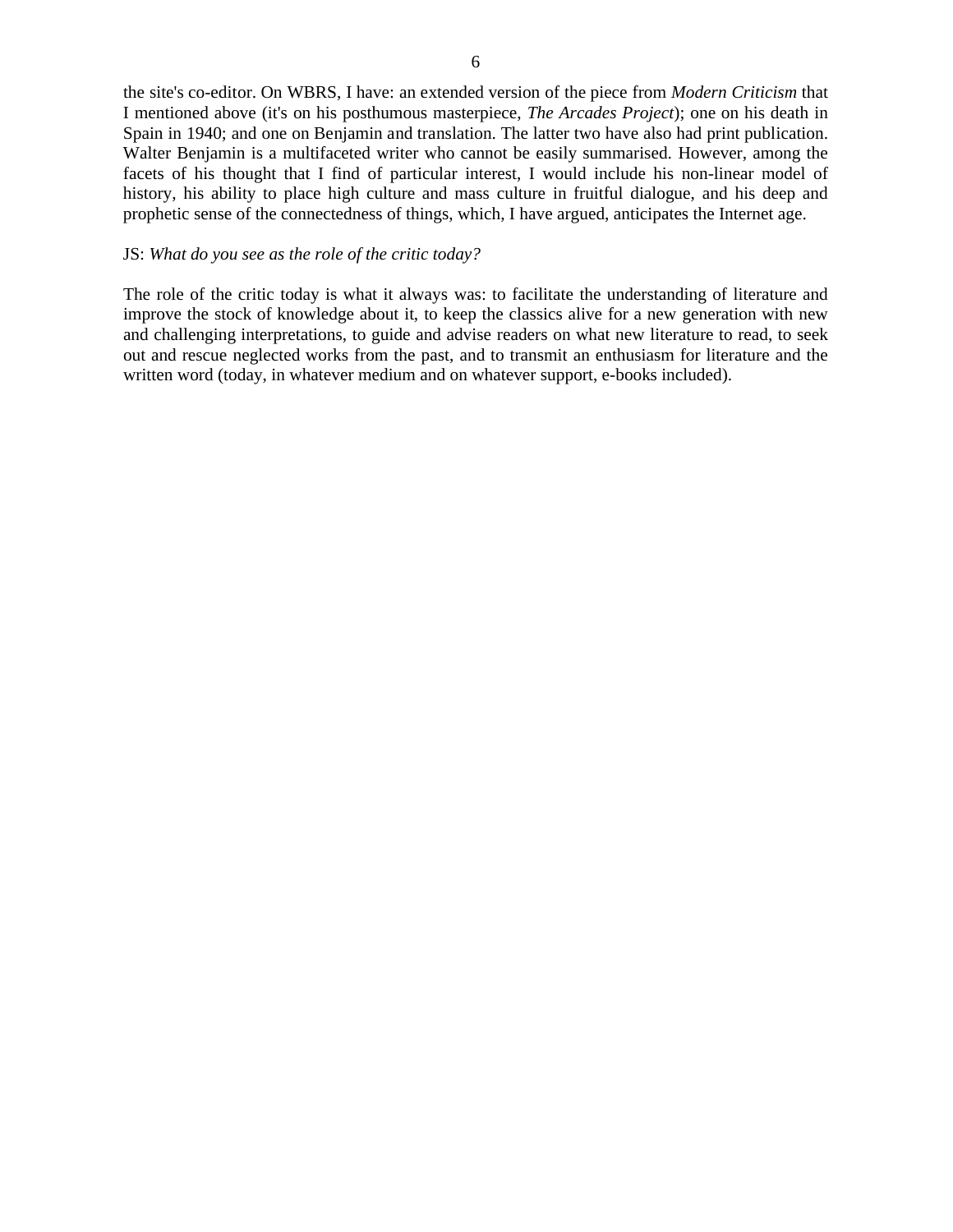the site's co-editor. On WBRS, I have: an extended version of the piece from *Modern Criticism* that I mentioned above (it's on his posthumous masterpiece, *The Arcades Project*); one on his death in Spain in 1940; and one on Benjamin and translation. The latter two have also had print publication. Walter Benjamin is a multifaceted writer who cannot be easily summarised. However, among the facets of his thought that I find of particular interest, I would include his non-linear model of history, his ability to place high culture and mass culture in fruitful dialogue, and his deep and prophetic sense of the connectedness of things, which, I have argued, anticipates the Internet age.

JS: *What do you see as the role of the critic today?*

The role of the critic today is what it always was: to facilitate the understanding of literature and improve the stock of knowledge about it, to keep the classics alive for a new generation with new and challenging interpretations, to guide and advise readers on what new literature to read, to seek out and rescue neglected works from the past, and to transmit an enthusiasm for literature and the written word (today, in whatever medium and on whatever support, e-books included).